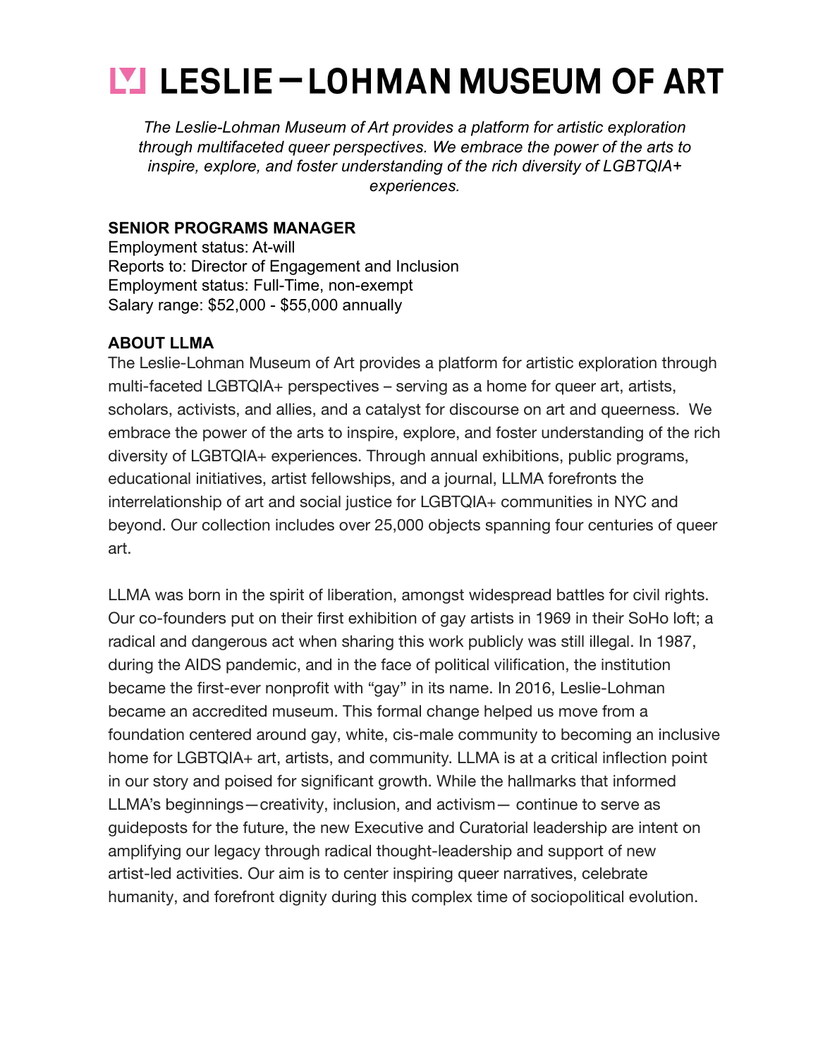# LESLIE — LOHMAN MUSEUM OF ART

*The Leslie-Lohman Museum of Art provides a platform for artistic exploration through multifaceted queer perspectives. We embrace the power of the arts to inspire, explore, and foster understanding of the rich diversity of LGBTQIA+ experiences.*

## SENIOR PROGRAMS MANAGER

Employment status: At-will
Reports to: Director of Engagement and Inclusion
Employment status: Full-Time, non-exempt
Salary range: $52,000 - $55,000 annually

## ABOUT LLMA

The Leslie-Lohman Museum of Art provides a platform for artistic exploration through multi-faceted LGBTQIA+ perspectives – serving as a home for queer art, artists, scholars, activists, and allies, and a catalyst for discourse on art and queerness. We embrace the power of the arts to inspire, explore, and foster understanding of the rich diversity of LGBTQIA+ experiences. Through annual exhibitions, public programs, educational initiatives, artist fellowships, and a journal, LLMA forefronts the interrelationship of art and social justice for LGBTQIA+ communities in NYC and beyond. Our collection includes over 25,000 objects spanning four centuries of queer art.

LLMA was born in the spirit of liberation, amongst widespread battles for civil rights. Our co-founders put on their first exhibition of gay artists in 1969 in their SoHo loft; a radical and dangerous act when sharing this work publicly was still illegal. In 1987, during the AIDS pandemic, and in the face of political vilification, the institution became the first-ever nonprofit with "gay" in its name. In 2016, Leslie-Lohman became an accredited museum. This formal change helped us move from a foundation centered around gay, white, cis-male community to becoming an inclusive home for LGBTQIA+ art, artists, and community. LLMA is at a critical inflection point in our story and poised for significant growth. While the hallmarks that informed LLMA's beginnings—creativity, inclusion, and activism— continue to serve as guideposts for the future, the new Executive and Curatorial leadership are intent on amplifying our legacy through radical thought-leadership and support of new artist-led activities. Our aim is to center inspiring queer narratives, celebrate humanity, and forefront dignity during this complex time of sociopolitical evolution.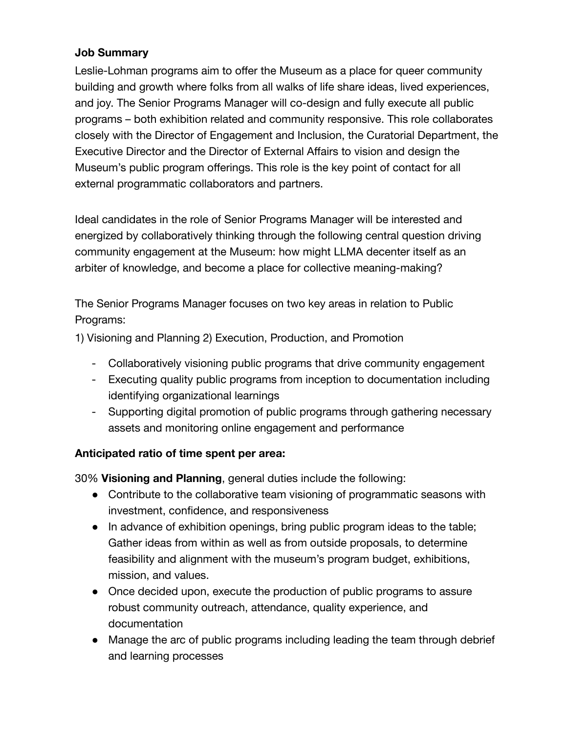**Job Summary**

Leslie-Lohman programs aim to offer the Museum as a place for queer community building and growth where folks from all walks of life share ideas, lived experiences, and joy. The Senior Programs Manager will co-design and fully execute all public programs – both exhibition related and community responsive. This role collaborates closely with the Director of Engagement and Inclusion, the Curatorial Department, the Executive Director and the Director of External Affairs to vision and design the Museum's public program offerings. This role is the key point of contact for all external programmatic collaborators and partners.

Ideal candidates in the role of Senior Programs Manager will be interested and energized by collaboratively thinking through the following central question driving community engagement at the Museum: how might LLMA decenter itself as an arbiter of knowledge, and become a place for collective meaning-making?

The Senior Programs Manager focuses on two key areas in relation to Public Programs:

1) Visioning and Planning 2) Execution, Production, and Promotion

- Collaboratively visioning public programs that drive community engagement
- Executing quality public programs from inception to documentation including identifying organizational learnings
- Supporting digital promotion of public programs through gathering necessary assets and monitoring online engagement and performance

**Anticipated ratio of time spent per area:**

30% **Visioning and Planning**, general duties include the following:

- Contribute to the collaborative team visioning of programmatic seasons with investment, confidence, and responsiveness
- In advance of exhibition openings, bring public program ideas to the table; Gather ideas from within as well as from outside proposals, to determine feasibility and alignment with the museum's program budget, exhibitions, mission, and values.
- Once decided upon, execute the production of public programs to assure robust community outreach, attendance, quality experience, and documentation
- Manage the arc of public programs including leading the team through debrief and learning processes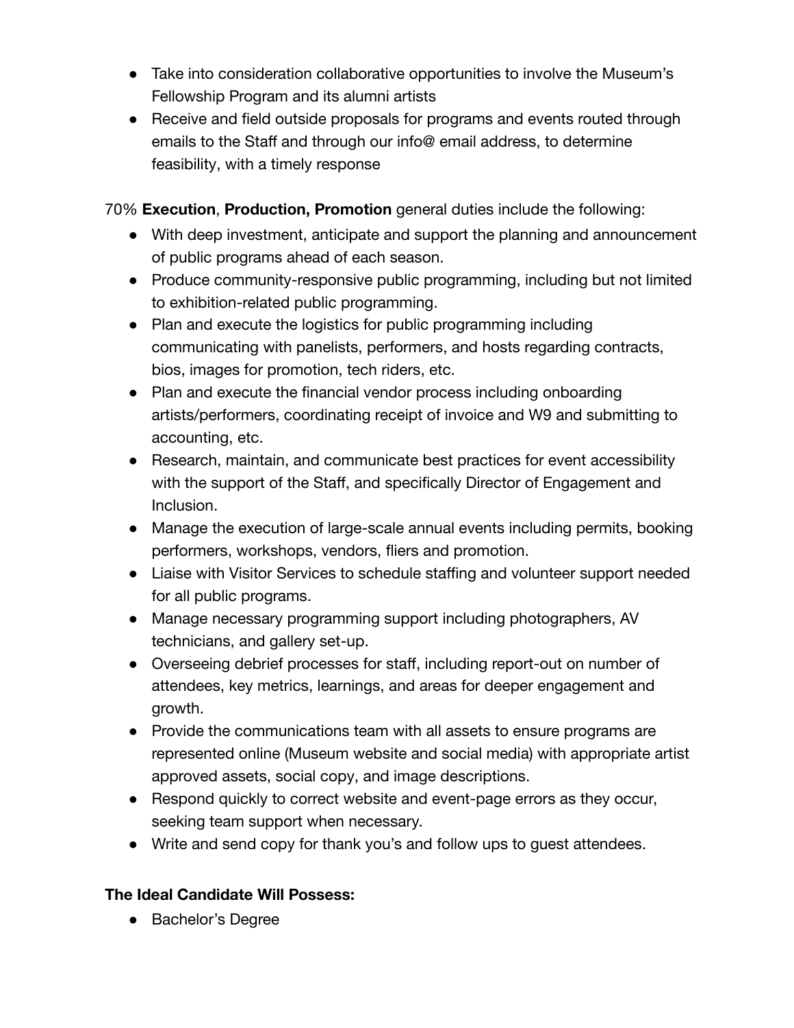- Take into consideration collaborative opportunities to involve the Museum's Fellowship Program and its alumni artists
- Receive and field outside proposals for programs and events routed through emails to the Staff and through our info@ email address, to determine feasibility, with a timely response

70% **Execution**, **Production, Promotion** general duties include the following:

- With deep investment, anticipate and support the planning and announcement of public programs ahead of each season.
- Produce community-responsive public programming, including but not limited to exhibition-related public programming.
- Plan and execute the logistics for public programming including communicating with panelists, performers, and hosts regarding contracts, bios, images for promotion, tech riders, etc.
- Plan and execute the financial vendor process including onboarding artists/performers, coordinating receipt of invoice and W9 and submitting to accounting, etc.
- Research, maintain, and communicate best practices for event accessibility with the support of the Staff, and specifically Director of Engagement and Inclusion.
- Manage the execution of large-scale annual events including permits, booking performers, workshops, vendors, fliers and promotion.
- Liaise with Visitor Services to schedule staffing and volunteer support needed for all public programs.
- Manage necessary programming support including photographers, AV technicians, and gallery set-up.
- Overseeing debrief processes for staff, including report-out on number of attendees, key metrics, learnings, and areas for deeper engagement and growth.
- Provide the communications team with all assets to ensure programs are represented online (Museum website and social media) with appropriate artist approved assets, social copy, and image descriptions.
- Respond quickly to correct website and event-page errors as they occur, seeking team support when necessary.
- Write and send copy for thank you's and follow ups to guest attendees.

**The Ideal Candidate Will Possess:**

- Bachelor's Degree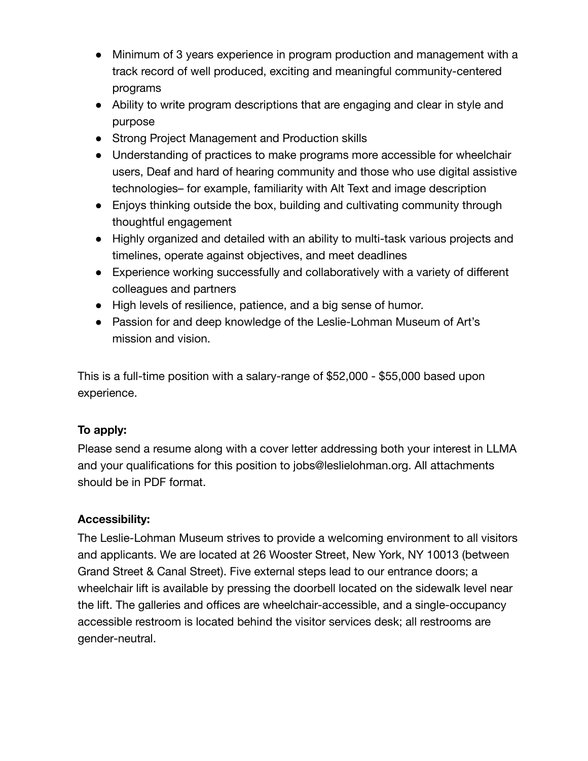- Minimum of 3 years experience in program production and management with a track record of well produced, exciting and meaningful community-centered programs
- Ability to write program descriptions that are engaging and clear in style and purpose
- Strong Project Management and Production skills
- Understanding of practices to make programs more accessible for wheelchair users, Deaf and hard of hearing community and those who use digital assistive technologies– for example, familiarity with Alt Text and image description
- Enjoys thinking outside the box, building and cultivating community through thoughtful engagement
- Highly organized and detailed with an ability to multi-task various projects and timelines, operate against objectives, and meet deadlines
- Experience working successfully and collaboratively with a variety of different colleagues and partners
- High levels of resilience, patience, and a big sense of humor.
- Passion for and deep knowledge of the Leslie-Lohman Museum of Art's mission and vision.

This is a full-time position with a salary-range of $52,000 - $55,000 based upon experience.

**To apply:**
Please send a resume along with a cover letter addressing both your interest in LLMA and your qualifications for this position to jobs@leslielohman.org. All attachments should be in PDF format.

**Accessibility:**
The Leslie-Lohman Museum strives to provide a welcoming environment to all visitors and applicants. We are located at 26 Wooster Street, New York, NY 10013 (between Grand Street & Canal Street). Five external steps lead to our entrance doors; a wheelchair lift is available by pressing the doorbell located on the sidewalk level near the lift. The galleries and offices are wheelchair-accessible, and a single-occupancy accessible restroom is located behind the visitor services desk; all restrooms are gender-neutral.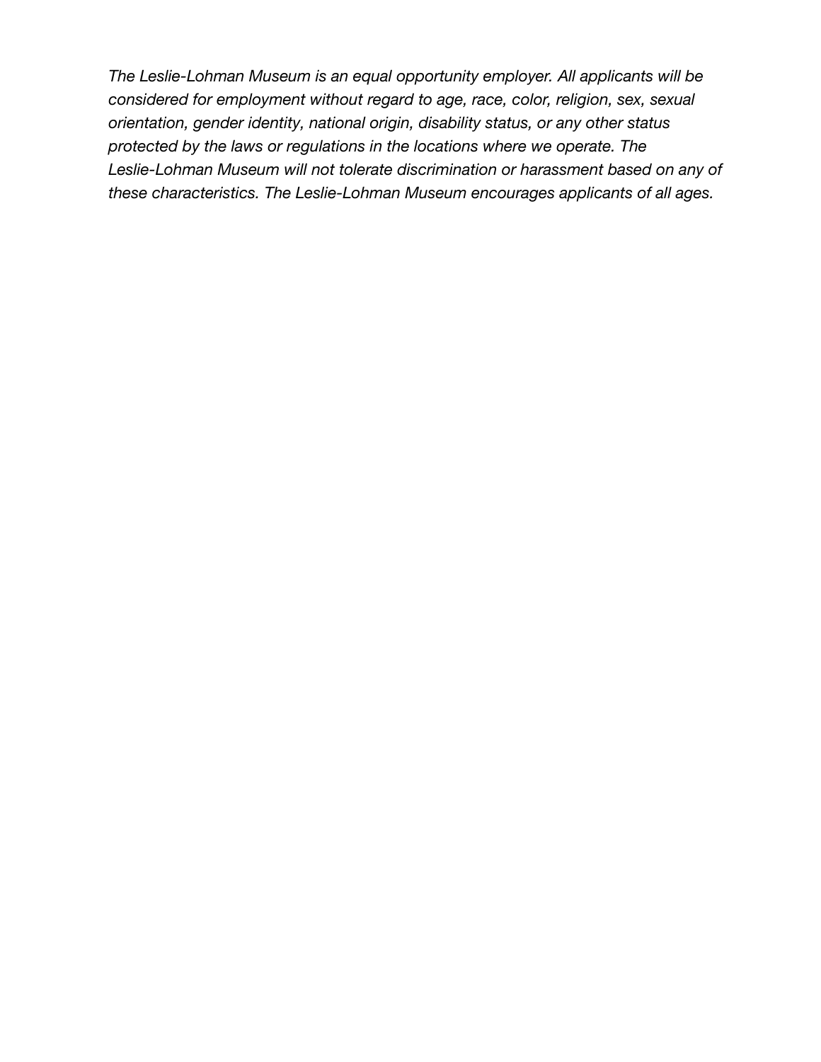*The Leslie-Lohman Museum is an equal opportunity employer. All applicants will be considered for employment without regard to age, race, color, religion, sex, sexual orientation, gender identity, national origin, disability status, or any other status protected by the laws or regulations in the locations where we operate. The Leslie-Lohman Museum will not tolerate discrimination or harassment based on any of these characteristics. The Leslie-Lohman Museum encourages applicants of all ages.*